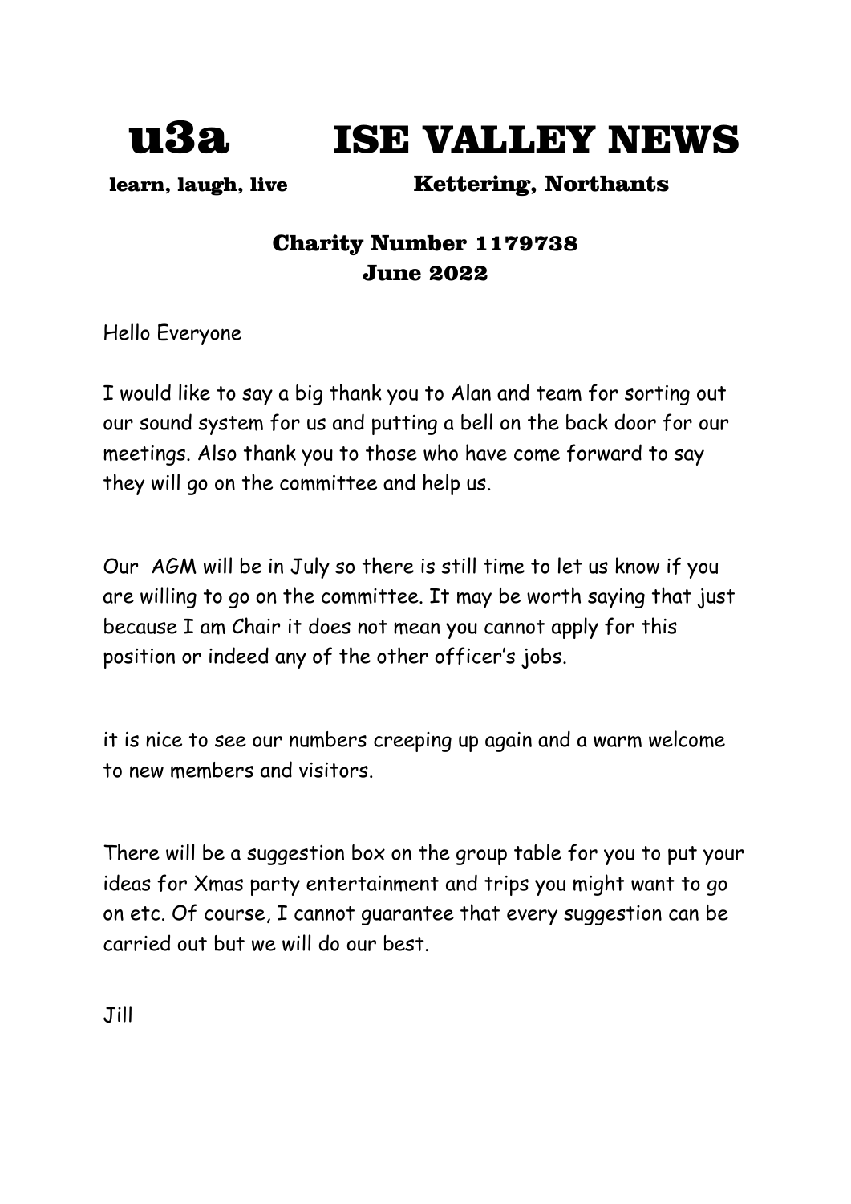# u3a ISE VALLEY NEWS

**learn, laugh, live** **Kettering, Northants**

## Charity Number 1179738
## June 2022

Hello Everyone

I would like to say a big thank you to Alan and team for sorting out our sound system for us and putting a bell on the back door for our meetings. Also thank you to those who have come forward to say they will go on the committee and help us.

Our AGM will be in July so there is still time to let us know if you are willing to go on the committee. It may be worth saying that just because I am Chair it does not mean you cannot apply for this position or indeed any of the other officer's jobs.

it is nice to see our numbers creeping up again and a warm welcome to new members and visitors.

There will be a suggestion box on the group table for you to put your ideas for Xmas party entertainment and trips you might want to go on etc. Of course, I cannot guarantee that every suggestion can be carried out but we will do our best.

Jill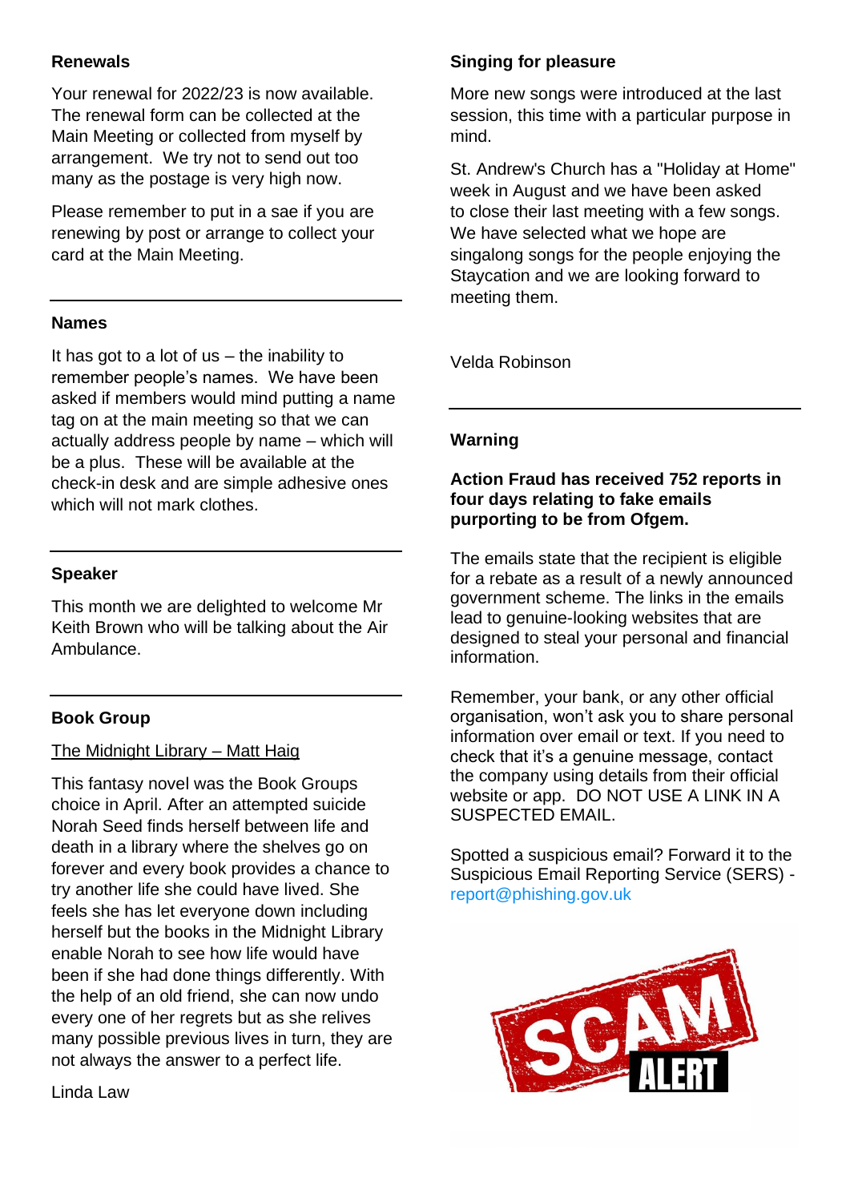## Renewals

Your renewal for 2022/23 is now available. The renewal form can be collected at the Main Meeting or collected from myself by arrangement. We try not to send out too many as the postage is very high now.

Please remember to put in a sae if you are renewing by post or arrange to collect your card at the Main Meeting.

---

## Names

It has got to a lot of us – the inability to remember people's names. We have been asked if members would mind putting a name tag on at the main meeting so that we can actually address people by name – which will be a plus. These will be available at the check-in desk and are simple adhesive ones which will not mark clothes.

---

## Speaker

This month we are delighted to welcome Mr Keith Brown who will be talking about the Air Ambulance.

---

## Book Group

The Midnight Library – Matt Haig

This fantasy novel was the Book Groups choice in April. After an attempted suicide Norah Seed finds herself between life and death in a library where the shelves go on forever and every book provides a chance to try another life she could have lived. She feels she has let everyone down including herself but the books in the Midnight Library enable Norah to see how life would have been if she had done things differently. With the help of an old friend, she can now undo every one of her regrets but as she relives many possible previous lives in turn, they are not always the answer to a perfect life.

Linda Law

## Singing for pleasure

More new songs were introduced at the last session, this time with a particular purpose in mind.

St. Andrew's Church has a "Holiday at Home" week in August and we have been asked to close their last meeting with a few songs. We have selected what we hope are singalong songs for the people enjoying the Staycation and we are looking forward to meeting them.

Velda Robinson

---

## Warning

**Action Fraud has received 752 reports in four days relating to fake emails purporting to be from Ofgem.**

The emails state that the recipient is eligible for a rebate as a result of a newly announced government scheme. The links in the emails lead to genuine-looking websites that are designed to steal your personal and financial information.

Remember, your bank, or any other official organisation, won't ask you to share personal information over email or text. If you need to check that it's a genuine message, contact the company using details from their official website or app. DO NOT USE A LINK IN A SUSPECTED EMAIL.

Spotted a suspicious email? Forward it to the Suspicious Email Reporting Service (SERS) - report@phishing.gov.uk

SCAM ALERT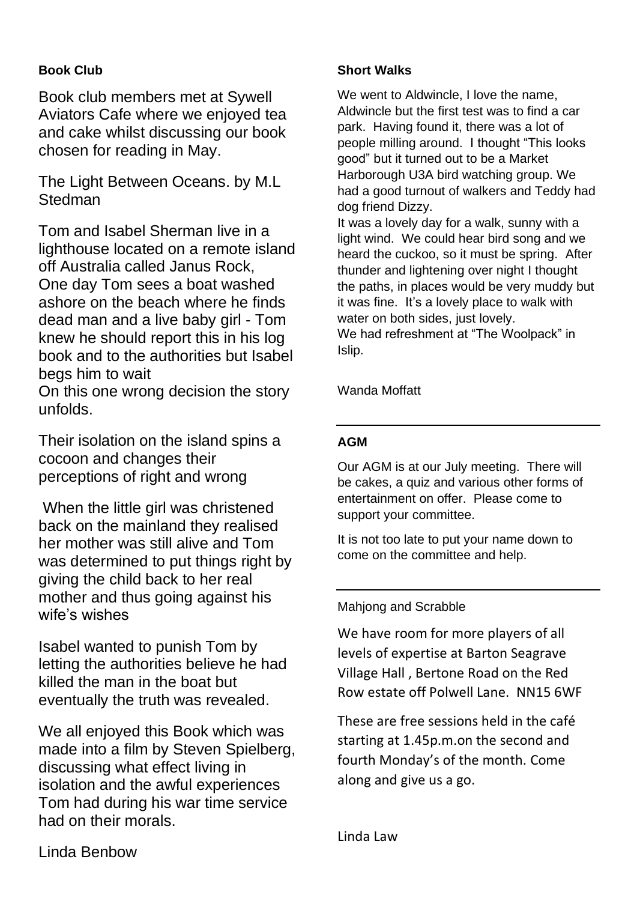### Book Club

Book club members met at Sywell Aviators Cafe where we enjoyed tea and cake whilst discussing our book chosen for reading in May.

The Light Between Oceans. by M.L Stedman

Tom and Isabel Sherman live in a lighthouse located on a remote island off Australia called Janus Rock, One day Tom sees a boat washed ashore on the beach where he finds dead man and a live baby girl - Tom knew he should report this in his log book and to the authorities but Isabel begs him to wait
On this one wrong decision the story unfolds.

Their isolation on the island spins a cocoon and changes their perceptions of right and wrong

When the little girl was christened back on the mainland they realised her mother was still alive and Tom was determined to put things right by giving the child back to her real mother and thus going against his wife's wishes

Isabel wanted to punish Tom by letting the authorities believe he had killed the man in the boat but eventually the truth was revealed.

We all enjoyed this Book which was made into a film by Steven Spielberg, discussing what effect living in isolation and the awful experiences Tom had during his war time service had on their morals.

Linda Benbow

### Short Walks

We went to Aldwincle, I love the name, Aldwincle but the first test was to find a car park. Having found it, there was a lot of people milling around. I thought "This looks good" but it turned out to be a Market Harborough U3A bird watching group. We had a good turnout of walkers and Teddy had dog friend Dizzy.
It was a lovely day for a walk, sunny with a light wind. We could hear bird song and we heard the cuckoo, so it must be spring. After thunder and lightening over night I thought the paths, in places would be very muddy but it was fine. It's a lovely place to walk with water on both sides, just lovely.
We had refreshment at "The Woolpack" in Islip.

Wanda Moffatt

---

### AGM

Our AGM is at our July meeting. There will be cakes, a quiz and various other forms of entertainment on offer. Please come to support your committee.

It is not too late to put your name down to come on the committee and help.

---

Mahjong and Scrabble

We have room for more players of all levels of expertise at Barton Seagrave Village Hall , Bertone Road on the Red Row estate off Polwell Lane. NN15 6WF

These are free sessions held in the café starting at 1.45p.m.on the second and fourth Monday's of the month. Come along and give us a go.

Linda Law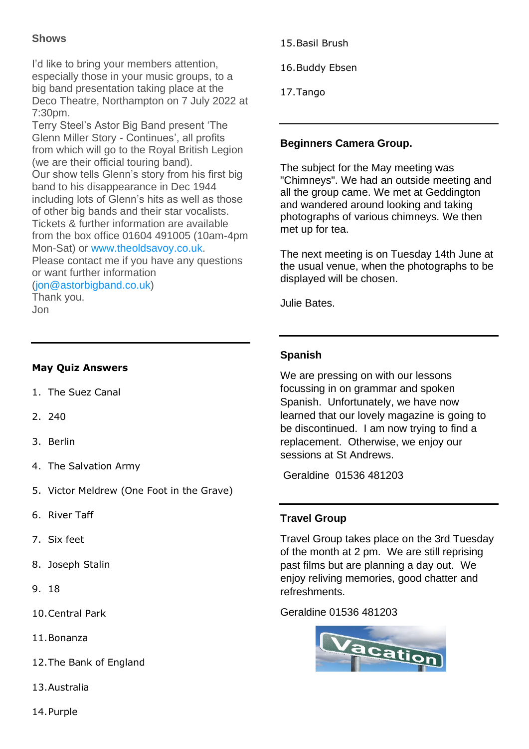## Shows

I'd like to bring your members attention, especially those in your music groups, to a big band presentation taking place at the Deco Theatre, Northampton on 7 July 2022 at 7:30pm.
Terry Steel's Astor Big Band present 'The Glenn Miller Story - Continues', all profits from which will go to the Royal British Legion (we are their official touring band).
Our show tells Glenn's story from his first big band to his disappearance in Dec 1944 including lots of Glenn's hits as well as those of other big bands and their star vocalists.
Tickets & further information are available from the box office 01604 491005 (10am-4pm Mon-Sat) or www.theoldsavoy.co.uk.
Please contact me if you have any questions or want further information (jon@astorbigband.co.uk)
Thank you.
Jon

---

## May Quiz Answers

1. The Suez Canal
2. 240
3. Berlin
4. The Salvation Army
5. Victor Meldrew (One Foot in the Grave)
6. River Taff
7. Six feet
8. Joseph Stalin
9. 18
10. Central Park
11. Bonanza
12. The Bank of England
13. Australia
14. Purple
15. Basil Brush
16. Buddy Ebsen
17. Tango

---

## Beginners Camera Group.

The subject for the May meeting was "Chimneys". We had an outside meeting and all the group came. We met at Geddington and wandered around looking and taking photographs of various chimneys. We then met up for tea.

The next meeting is on Tuesday 14th June at the usual venue, when the photographs to be displayed will be chosen.

Julie Bates.

---

## Spanish

We are pressing on with our lessons focussing in on grammar and spoken Spanish. Unfortunately, we have now learned that our lovely magazine is going to be discontinued. I am now trying to find a replacement. Otherwise, we enjoy our sessions at St Andrews.

Geraldine 01536 481203

---

## Travel Group

Travel Group takes place on the 3rd Tuesday of the month at 2 pm. We are still reprising past films but are planning a day out. We enjoy reliving memories, good chatter and refreshments.

Geraldine 01536 481203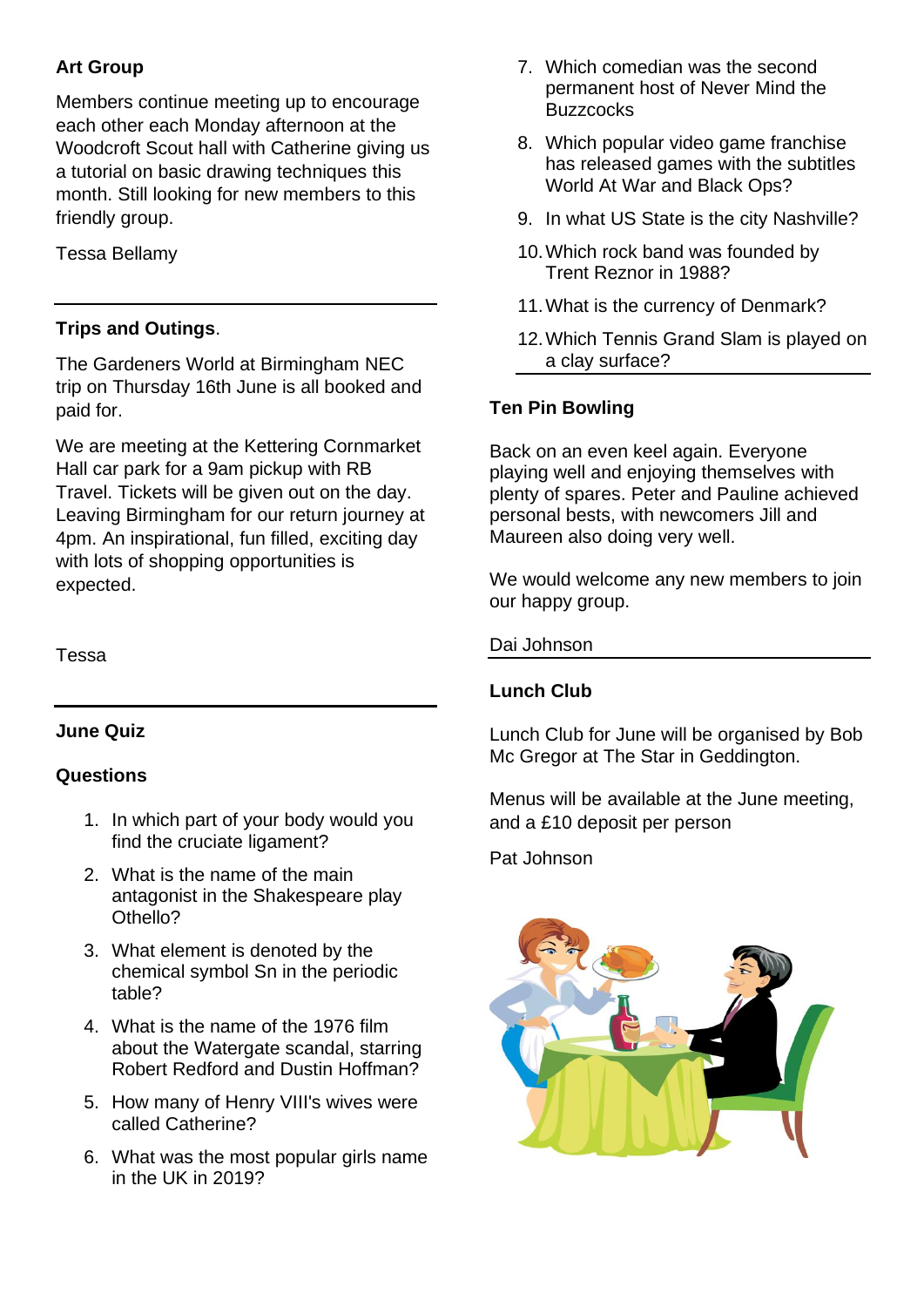### Art Group

Members continue meeting up to encourage each other each Monday afternoon at the Woodcroft Scout hall with Catherine giving us a tutorial on basic drawing techniques this month. Still looking for new members to this friendly group.

Tessa Bellamy

---

### Trips and Outings.

The Gardeners World at Birmingham NEC trip on Thursday 16th June is all booked and paid for.

We are meeting at the Kettering Cornmarket Hall car park for a 9am pickup with RB Travel. Tickets will be given out on the day. Leaving Birmingham for our return journey at 4pm. An inspirational, fun filled, exciting day with lots of shopping opportunities is expected.

Tessa

---

### June Quiz

### Questions

1. In which part of your body would you find the cruciate ligament?
2. What is the name of the main antagonist in the Shakespeare play Othello?
3. What element is denoted by the chemical symbol Sn in the periodic table?
4. What is the name of the 1976 film about the Watergate scandal, starring Robert Redford and Dustin Hoffman?
5. How many of Henry VIII's wives were called Catherine?
6. What was the most popular girls name in the UK in 2019?
7. Which comedian was the second permanent host of Never Mind the Buzzcocks
8. Which popular video game franchise has released games with the subtitles World At War and Black Ops?
9. In what US State is the city Nashville?
10. Which rock band was founded by Trent Reznor in 1988?
11. What is the currency of Denmark?
12. Which Tennis Grand Slam is played on a clay surface?

---

### Ten Pin Bowling

Back on an even keel again. Everyone playing well and enjoying themselves with plenty of spares. Peter and Pauline achieved personal bests, with newcomers Jill and Maureen also doing very well.

We would welcome any new members to join our happy group.

Dai Johnson

---

### Lunch Club

Lunch Club for June will be organised by Bob Mc Gregor at The Star in Geddington.

Menus will be available at the June meeting, and a £10 deposit per person

Pat Johnson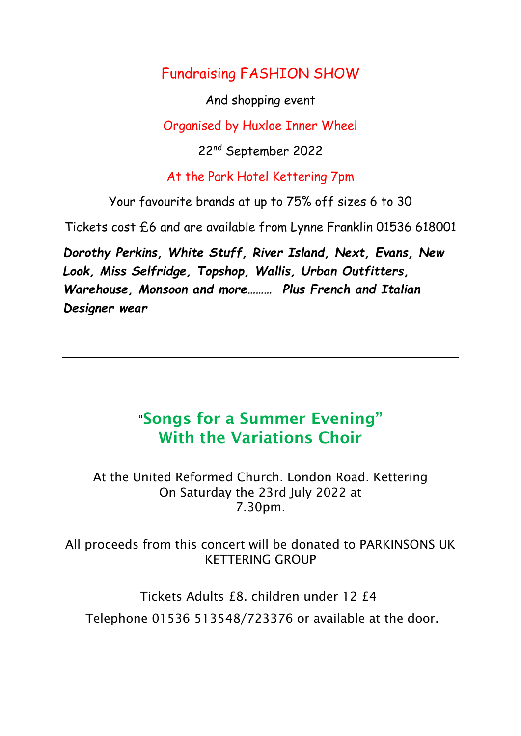## Fundraising FASHION SHOW

And shopping event

Organised by Huxloe Inner Wheel

22nd September 2022

At the Park Hotel Kettering 7pm

Your favourite brands at up to 75% off sizes 6 to 30

Tickets cost £6 and are available from Lynne Franklin 01536 618001

***Dorothy Perkins, White Stuff, River Island, Next, Evans, New Look, Miss Selfridge, Topshop, Wallis, Urban Outfitters, Warehouse, Monsoon and more……… Plus French and Italian Designer wear***

---

## "Songs for a Summer Evening" With the Variations Choir

At the United Reformed Church. London Road. Kettering
On Saturday the 23rd July 2022 at
7.30pm.

All proceeds from this concert will be donated to PARKINSONS UK KETTERING GROUP

Tickets Adults £8. children under 12 £4

Telephone 01536 513548/723376 or available at the door.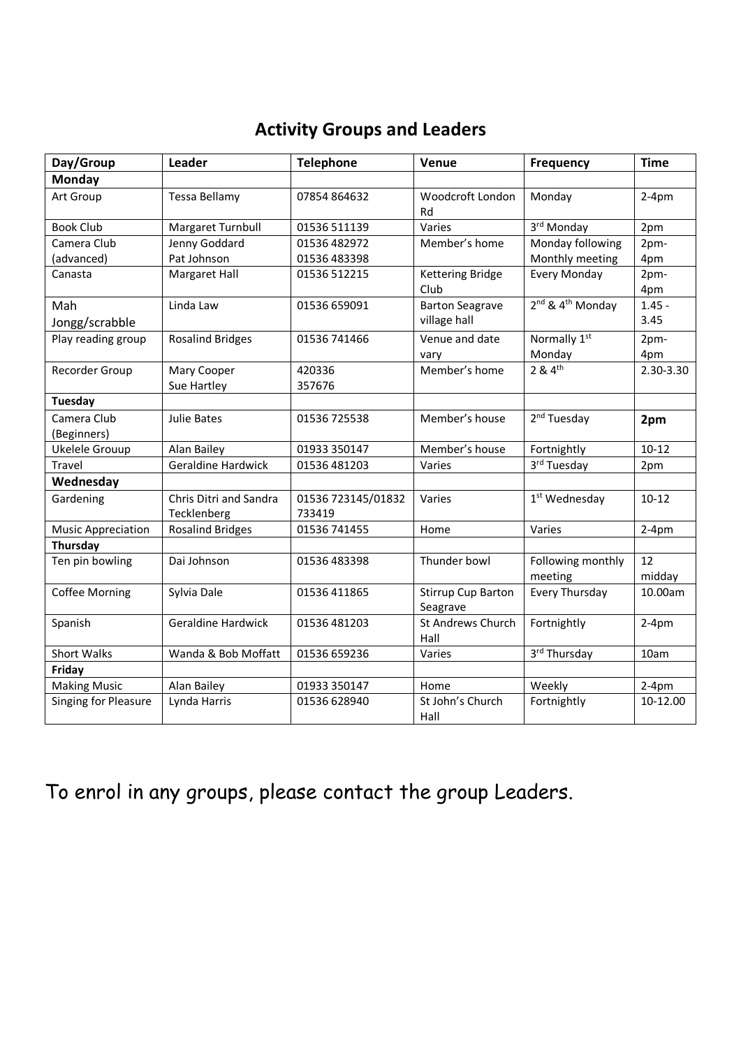## Activity Groups and Leaders

| Day/Group | Leader | Telephone | Venue | Frequency | Time |
|---|---|---|---|---|---|
| **Monday** | | | | | |
| Art Group | Tessa Bellamy | 07854 864632 | Woodcroft London Rd | Monday | 2-4pm |
| Book Club | Margaret Turnbull | 01536 511139 | Varies | 3rd Monday | 2pm |
| Camera Club (advanced) | Jenny Goddard Pat Johnson | 01536 482972 01536 483398 | Member's home | Monday following Monthly meeting | 2pm-4pm |
| Canasta | Margaret Hall | 01536 512215 | Kettering Bridge Club | Every Monday | 2pm-4pm |
| Mah Jongg/scrabble | Linda Law | 01536 659091 | Barton Seagrave village hall | 2nd & 4th Monday | 1.45 - 3.45 |
| Play reading group | Rosalind Bridges | 01536 741466 | Venue and date vary | Normally 1st Monday | 2pm-4pm |
| Recorder Group | Mary Cooper Sue Hartley | 420336 357676 | Member's home | 2 & 4th | 2.30-3.30 |
| **Tuesday** | | | | | |
| Camera Club (Beginners) | Julie Bates | 01536 725538 | Member's house | 2nd Tuesday | **2pm** |
| Ukelele Grouup | Alan Bailey | 01933 350147 | Member's house | Fortnightly | 10-12 |
| Travel | Geraldine Hardwick | 01536 481203 | Varies | 3rd Tuesday | 2pm |
| **Wednesday** | | | | | |
| Gardening | Chris Ditri and Sandra Tecklenberg | 01536 723145/01832 733419 | Varies | 1st Wednesday | 10-12 |
| Music Appreciation | Rosalind Bridges | 01536 741455 | Home | Varies | 2-4pm |
| **Thursday** | | | | | |
| Ten pin bowling | Dai Johnson | 01536 483398 | Thunder bowl | Following monthly meeting | 12 midday |
| Coffee Morning | Sylvia Dale | 01536 411865 | Stirrup Cup Barton Seagrave | Every Thursday | 10.00am |
| Spanish | Geraldine Hardwick | 01536 481203 | St Andrews Church Hall | Fortnightly | 2-4pm |
| Short Walks | Wanda & Bob Moffatt | 01536 659236 | Varies | 3rd Thursday | 10am |
| **Friday** | | | | | |
| Making Music | Alan Bailey | 01933 350147 | Home | Weekly | 2-4pm |
| Singing for Pleasure | Lynda Harris | 01536 628940 | St John's Church Hall | Fortnightly | 10-12.00 |

To enrol in any groups, please contact the group Leaders.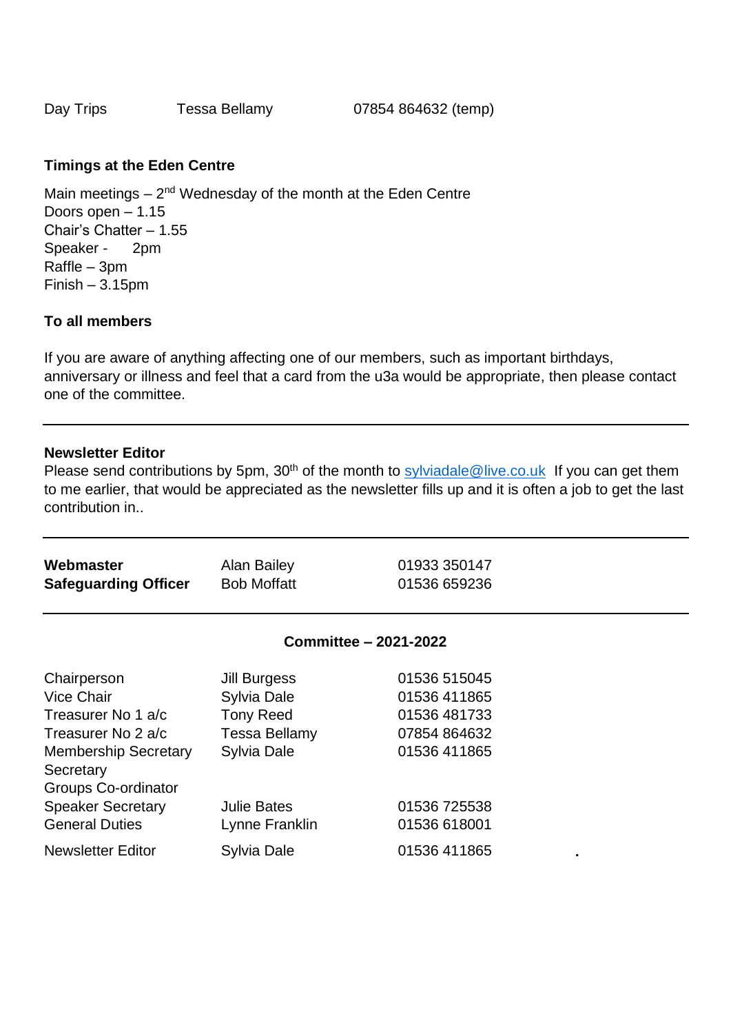| | | |
|---|---|---|
| Day Trips | Tessa Bellamy | 07854 864632 (temp) |

**Timings at the Eden Centre**

Main meetings – 2nd Wednesday of the month at the Eden Centre
Doors open – 1.15
Chair's Chatter – 1.55
Speaker - 2pm
Raffle – 3pm
Finish – 3.15pm

**To all members**

If you are aware of anything affecting one of our members, such as important birthdays, anniversary or illness and feel that a card from the u3a would be appropriate, then please contact one of the committee.

---

**Newsletter Editor**
Please send contributions by 5pm, 30th of the month to sylviadale@live.co.uk If you can get them to me earlier, that would be appreciated as the newsletter fills up and it is often a job to get the last contribution in..

---

| | | |
|---|---|---|
| **Webmaster** | Alan Bailey | 01933 350147 |
| **Safeguarding Officer** | Bob Moffatt | 01536 659236 |

---

**Committee – 2021-2022**

| | | |
|---|---|---|
| Chairperson | Jill Burgess | 01536 515045 |
| Vice Chair | Sylvia Dale | 01536 411865 |
| Treasurer No 1 a/c | Tony Reed | 01536 481733 |
| Treasurer No 2 a/c | Tessa Bellamy | 07854 864632 |
| Membership Secretary | Sylvia Dale | 01536 411865 |
| Secretary | | |
| Groups Co-ordinator | | |
| Speaker Secretary | Julie Bates | 01536 725538 |
| General Duties | Lynne Franklin | 01536 618001 |
| Newsletter Editor | Sylvia Dale | 01536 411865 |